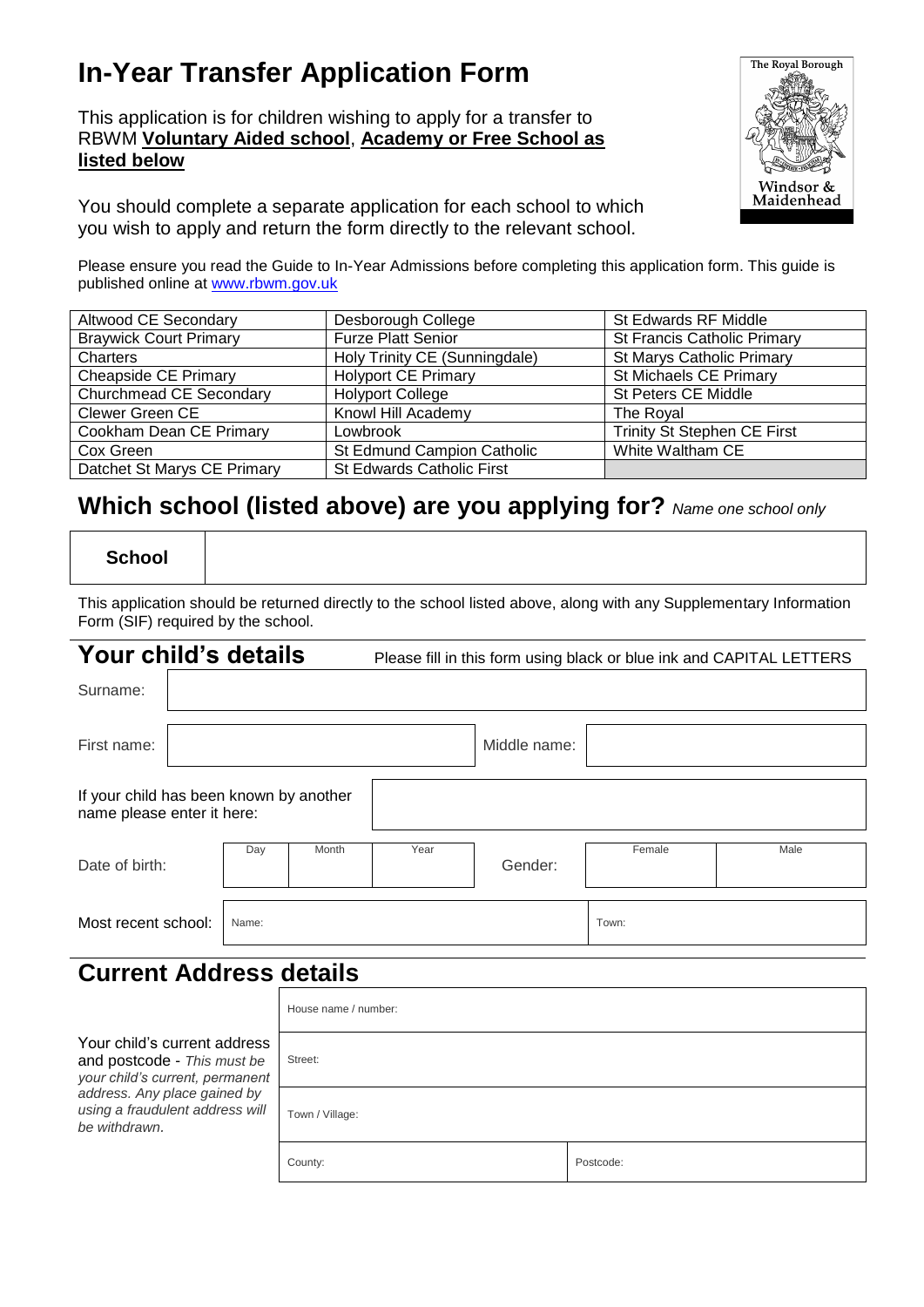# In-Year Transfer Application Form

This application is for children wishing to apply for a transfer to RBWM **Voluntary Aided school**, **Academy or Free School as listed below**

You should complete a separate application for each school to which you wish to apply and return the form directly to the relevant school.

Please ensure you read the Guide to In-Year Admissions before completing this application form. This guide is published online at www.rbwm.gov.uk

| | | |
|---|---|---|
| Altwood CE Secondary | Desborough College | St Edwards RF Middle |
| Braywick Court Primary | Furze Platt Senior | St Francis Catholic Primary |
| Charters | Holy Trinity CE (Sunningdale) | St Marys Catholic Primary |
| Cheapside CE Primary | Holyport CE Primary | St Michaels CE Primary |
| Churchmead CE Secondary | Holyport College | St Peters CE Middle |
| Clewer Green CE | Knowl Hill Academy | The Royal |
| Cookham Dean CE Primary | Lowbrook | Trinity St Stephen CE First |
| Cox Green | St Edmund Campion Catholic | White Waltham CE |
| Datchet St Marys CE Primary | St Edwards Catholic First | |

## Which school (listed above) are you applying for? *Name one school only*

| **School** | |
|---|---|

This application should be returned directly to the school listed above, along with any Supplementary Information Form (SIF) required by the school.

## Your child's details

Please fill in this form using black or blue ink and CAPITAL LETTERS

| | | | | | | |
|---|---|---|---|---|---|---|
| Surname: | | | | | | |
| First name: | | | | Middle name: | | |
| If your child has been known by another name please enter it here: | | | | | | |
| Date of birth: | Day | Month | Year | Gender: | Female | Male |
| Most recent school: | Name: | | | | Town: | |

## Current Address details

| | | |
|---|---|---|
| Your child's current address and postcode - *This must be your child's current, permanent address. Any place gained by using a fraudulent address will be withdrawn.* | House name / number: | |
| | Street: | |
| | Town / Village: | |
| | County: | Postcode: |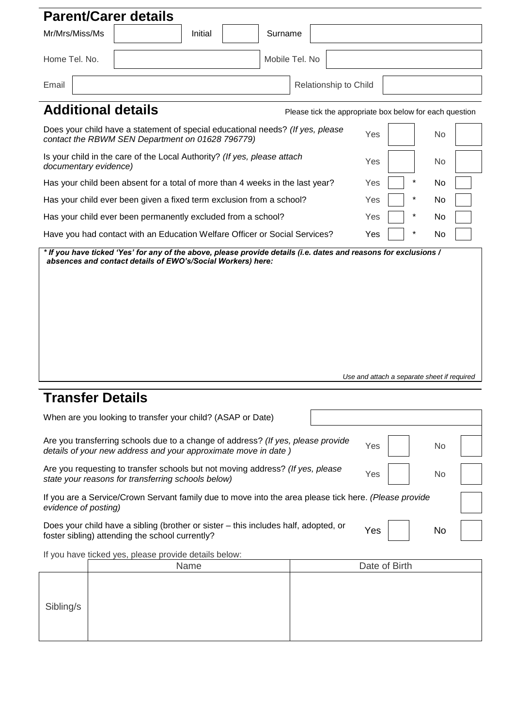## Parent/Carer details

| Mr/Mrs/Miss/Ms | | Initial | | Surname | |
|---|---|---|---|---|---|
| Home Tel. No. | | Mobile Tel. No | | | |
| Email | | Relationship to Child | | | |

## Additional details

Please tick the appropriate box below for each question

| Question | Yes | | No | |
|---|---|---|---|---|
| Does your child have a statement of special educational needs? *(If yes, please contact the RBWM SEN Department on 01628 796779)* | Yes | | No | |
| Is your child in the care of the Local Authority? *(If yes, please attach documentary evidence)* | Yes | | No | |
| Has your child been absent for a total of more than 4 weeks in the last year? | Yes | * | No | |
| Has your child ever been given a fixed term exclusion from a school? | Yes | * | No | |
| Has your child ever been permanently excluded from a school? | Yes | * | No | |
| Have you had contact with an Education Welfare Officer or Social Services? | Yes | * | No | |

***\* If you have ticked 'Yes' for any of the above, please provide details (i.e. dates and reasons for exclusions / absences and contact details of EWO's/Social Workers) here:***

*Use and attach a separate sheet if required*

## Transfer Details

When are you looking to transfer your child? (ASAP or Date)

| Question | Yes | | No | |
|---|---|---|---|---|
| Are you transferring schools due to a change of address? *(If yes, please provide details of your new address and your approximate move in date )* | Yes | | No | |
| Are you requesting to transfer schools but not moving address? *(If yes, please state your reasons for transferring schools below)* | Yes | | No | |
| If you are a Service/Crown Servant family due to move into the area please tick here. *(Please provide evidence of posting)* | | | | |
| Does your child have a sibling (brother or sister – this includes half, adopted, or foster sibling) attending the school currently? | Yes | | No | |

If you have ticked yes, please provide details below:

| | Name | Date of Birth |
|---|---|---|
| Sibling/s | | |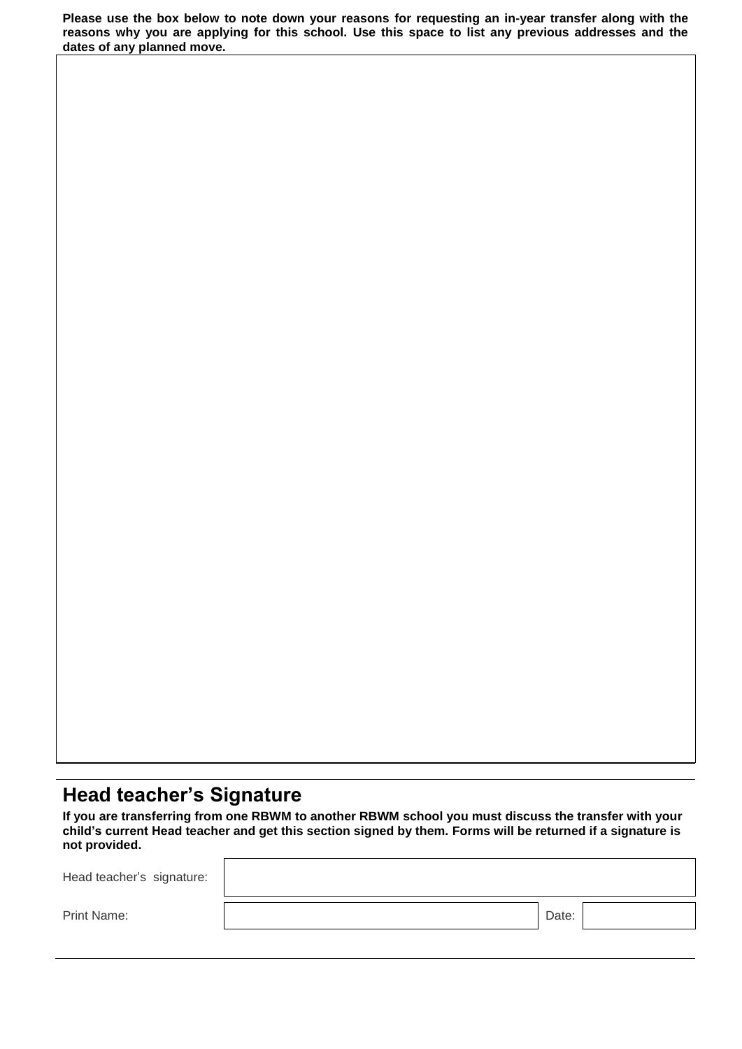**Please use the box below to note down your reasons for requesting an in-year transfer along with the reasons why you are applying for this school. Use this space to list any previous addresses and the dates of any planned move.**

## Head teacher's Signature

**If you are transferring from one RBWM to another RBWM school you must discuss the transfer with your child's current Head teacher and get this section signed by them. Forms will be returned if a signature is not provided.**

| Head teacher's signature: | | | |
|---|---|---|---|
| Print Name: | | Date: | |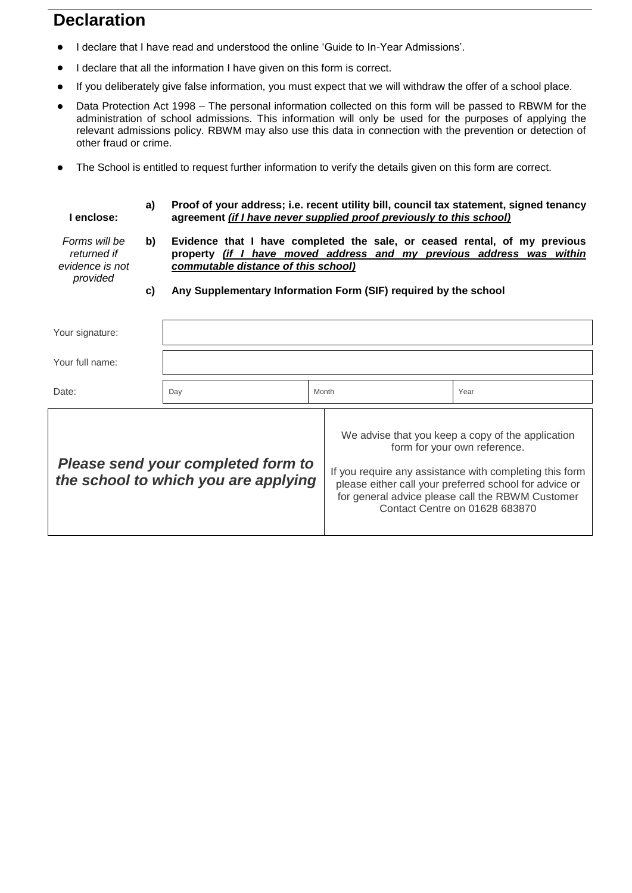## Declaration

- I declare that I have read and understood the online 'Guide to In-Year Admissions'.
- I declare that all the information I have given on this form is correct.
- If you deliberately give false information, you must expect that we will withdraw the offer of a school place.
- Data Protection Act 1998 – The personal information collected on this form will be passed to RBWM for the administration of school admissions. This information will only be used for the purposes of applying the relevant admissions policy. RBWM may also use this data in connection with the prevention or detection of other fraud or crime.
- The School is entitled to request further information to verify the details given on this form are correct.

**I enclose:**

*Forms will be returned if evidence is not provided*

**a) Proof of your address; i.e. recent utility bill, council tax statement, signed tenancy agreement *(if I have never supplied proof previously to this school)***

**b) Evidence that I have completed the sale, or ceased rental, of my previous property *(if I have moved address and my previous address was within commutable distance of this school)***

**c) Any Supplementary Information Form (SIF) required by the school**

| | | | |
|---|---|---|---|
| Your signature: | | | |
| Your full name: | | | |
| Date: | Day | Month | Year |

***Please send your completed form to the school to which you are applying***

We advise that you keep a copy of the application form for your own reference.

If you require any assistance with completing this form please either call your preferred school for advice or for general advice please call the RBWM Customer Contact Centre on 01628 683870